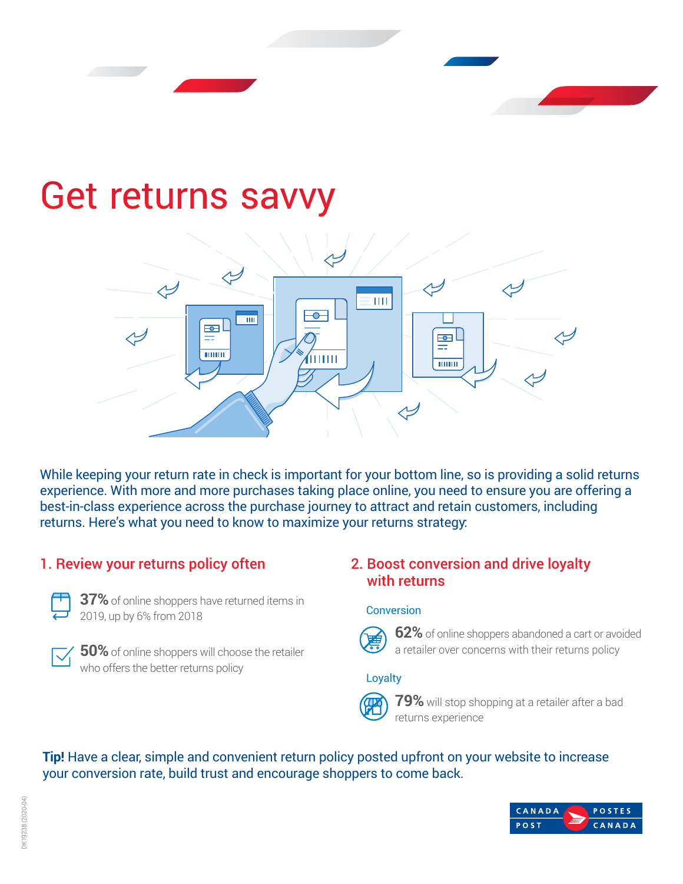# Get returns savvy

While keeping your return rate in check is important for your bottom line, so is providing a solid returns experience. With more and more purchases taking place online, you need to ensure you are offering a best-in-class experience across the purchase journey to attract and retain customers, including returns. Here's what you need to know to maximize your returns strategy:

## 1. Review your returns policy often

**37%** of online shoppers have returned items in 2019, up by 6% from 2018

**50%** of online shoppers will choose the retailer who offers the better returns policy

## 2. Boost conversion and drive loyalty with returns

### Conversion

**62%** of online shoppers abandoned a cart or avoided a retailer over concerns with their returns policy

### Loyalty

**79%** will stop shopping at a retailer after a bad returns experience

**Tip!** Have a clear, simple and convenient return policy posted upfront on your website to increase your conversion rate, build trust and encourage shoppers to come back.

DK19238 (2020-04)

CANADA POST POSTES CANADA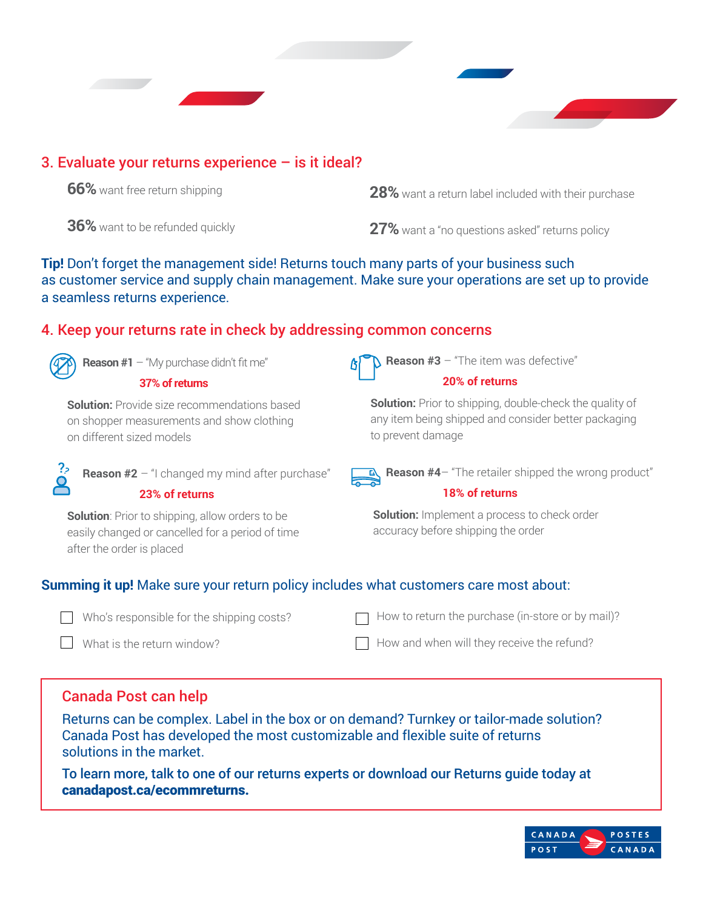## 3. Evaluate your returns experience – is it ideal?

**66%** want free return shipping

**28%** want a return label included with their purchase

**36%** want to be refunded quickly

**27%** want a "no questions asked" returns policy

**Tip!** Don't forget the management side! Returns touch many parts of your business such as customer service and supply chain management. Make sure your operations are set up to provide a seamless returns experience.

## 4. Keep your returns rate in check by addressing common concerns

**Reason #1** – "My purchase didn't fit me"

**37% of returns**

**Solution:** Provide size recommendations based on shopper measurements and show clothing on different sized models

**Reason #2** – "I changed my mind after purchase"

**23% of returns**

**Solution**: Prior to shipping, allow orders to be easily changed or cancelled for a period of time after the order is placed

**Reason #3** – "The item was defective"

**20% of returns**

**Solution:** Prior to shipping, double-check the quality of any item being shipped and consider better packaging to prevent damage

**Reason #4**– "The retailer shipped the wrong product"

**18% of returns**

**Solution:** Implement a process to check order accuracy before shipping the order

**Summing it up!** Make sure your return policy includes what customers care most about:

- ☐ Who's responsible for the shipping costs?
- ☐ What is the return window?
- ☐ How to return the purchase (in-store or by mail)?
- ☐ How and when will they receive the refund?

### Canada Post can help

Returns can be complex. Label in the box or on demand? Turnkey or tailor-made solution? Canada Post has developed the most customizable and flexible suite of returns solutions in the market.

To learn more, talk to one of our returns experts or download our Returns guide today at **canadapost.ca/ecommreturns.**

CANADA POST POSTES CANADA